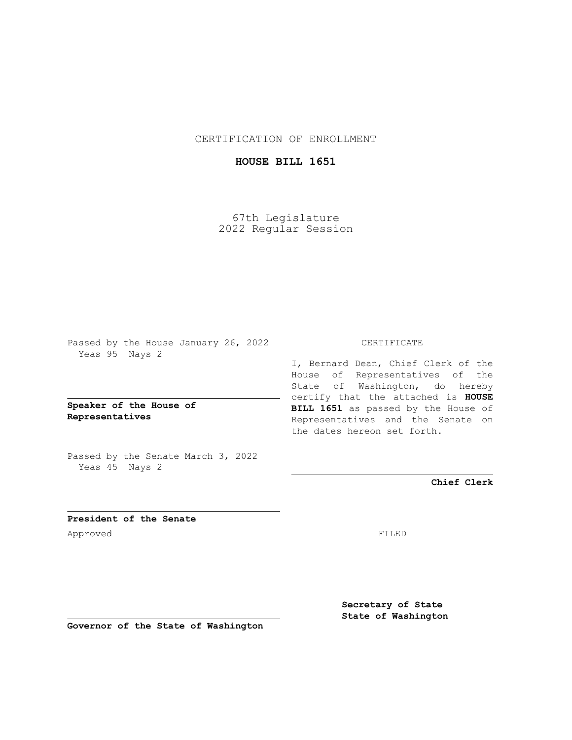CERTIFICATION OF ENROLLMENT

# HOUSE BILL 1651

67th Legislature
2022 Regular Session

Passed by the House January 26, 2022
Yeas 95 Nays 2

**Speaker of the House of Representatives**

Passed by the Senate March 3, 2022
Yeas 45 Nays 2

**President of the Senate**

Approved

**Governor of the State of Washington**

CERTIFICATE

I, Bernard Dean, Chief Clerk of the House of Representatives of the State of Washington, do hereby certify that the attached is **HOUSE BILL 1651** as passed by the House of Representatives and the Senate on the dates hereon set forth.

**Chief Clerk**

FILED

**Secretary of State
State of Washington**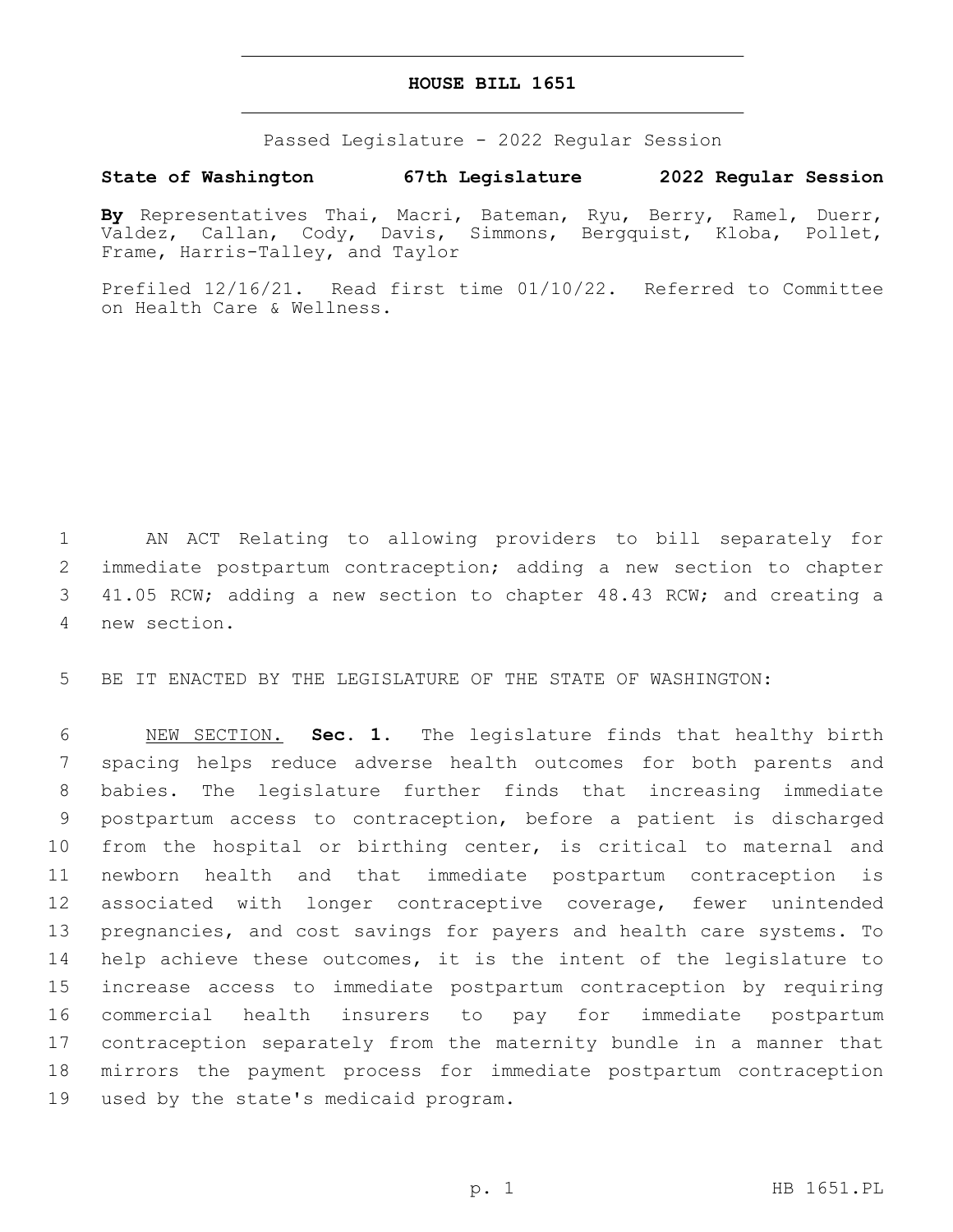# HOUSE BILL 1651

Passed Legislature - 2022 Regular Session

**State of Washington 67th Legislature 2022 Regular Session**

**By** Representatives Thai, Macri, Bateman, Ryu, Berry, Ramel, Duerr, Valdez, Callan, Cody, Davis, Simmons, Bergquist, Kloba, Pollet, Frame, Harris-Talley, and Taylor

Prefiled 12/16/21. Read first time 01/10/22. Referred to Committee on Health Care & Wellness.

AN ACT Relating to allowing providers to bill separately for immediate postpartum contraception; adding a new section to chapter 41.05 RCW; adding a new section to chapter 48.43 RCW; and creating a new section.

BE IT ENACTED BY THE LEGISLATURE OF THE STATE OF WASHINGTON:

NEW SECTION. **Sec. 1.** The legislature finds that healthy birth spacing helps reduce adverse health outcomes for both parents and babies. The legislature further finds that increasing immediate postpartum access to contraception, before a patient is discharged from the hospital or birthing center, is critical to maternal and newborn health and that immediate postpartum contraception is associated with longer contraceptive coverage, fewer unintended pregnancies, and cost savings for payers and health care systems. To help achieve these outcomes, it is the intent of the legislature to increase access to immediate postpartum contraception by requiring commercial health insurers to pay for immediate postpartum contraception separately from the maternity bundle in a manner that mirrors the payment process for immediate postpartum contraception used by the state's medicaid program.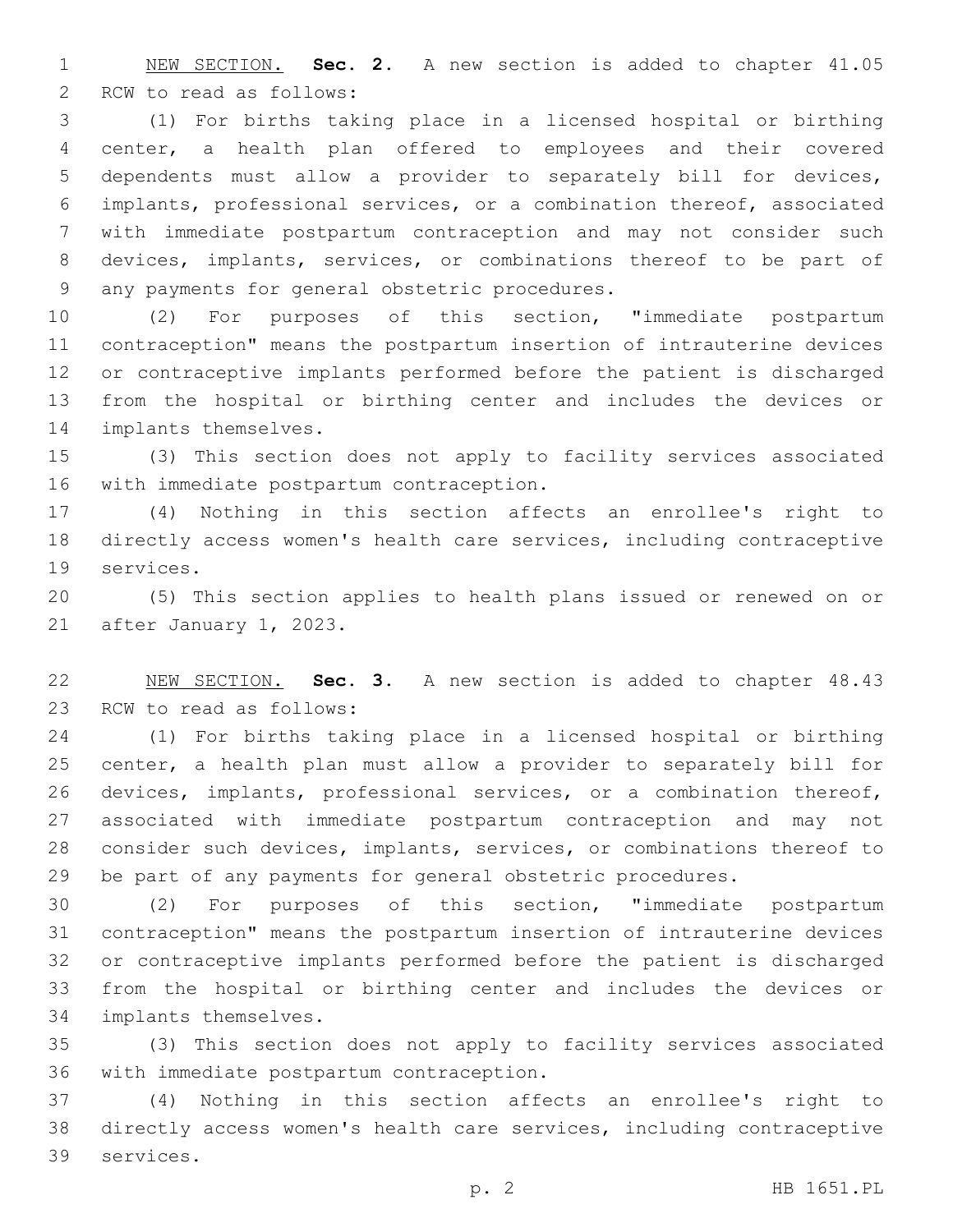NEW SECTION. **Sec. 2.** A new section is added to chapter 41.05 RCW to read as follows:

(1) For births taking place in a licensed hospital or birthing center, a health plan offered to employees and their covered dependents must allow a provider to separately bill for devices, implants, professional services, or a combination thereof, associated with immediate postpartum contraception and may not consider such devices, implants, services, or combinations thereof to be part of any payments for general obstetric procedures.

(2) For purposes of this section, "immediate postpartum contraception" means the postpartum insertion of intrauterine devices or contraceptive implants performed before the patient is discharged from the hospital or birthing center and includes the devices or implants themselves.

(3) This section does not apply to facility services associated with immediate postpartum contraception.

(4) Nothing in this section affects an enrollee's right to directly access women's health care services, including contraceptive services.

(5) This section applies to health plans issued or renewed on or after January 1, 2023.

NEW SECTION. **Sec. 3.** A new section is added to chapter 48.43 RCW to read as follows:

(1) For births taking place in a licensed hospital or birthing center, a health plan must allow a provider to separately bill for devices, implants, professional services, or a combination thereof, associated with immediate postpartum contraception and may not consider such devices, implants, services, or combinations thereof to be part of any payments for general obstetric procedures.

(2) For purposes of this section, "immediate postpartum contraception" means the postpartum insertion of intrauterine devices or contraceptive implants performed before the patient is discharged from the hospital or birthing center and includes the devices or implants themselves.

(3) This section does not apply to facility services associated with immediate postpartum contraception.

(4) Nothing in this section affects an enrollee's right to directly access women's health care services, including contraceptive services.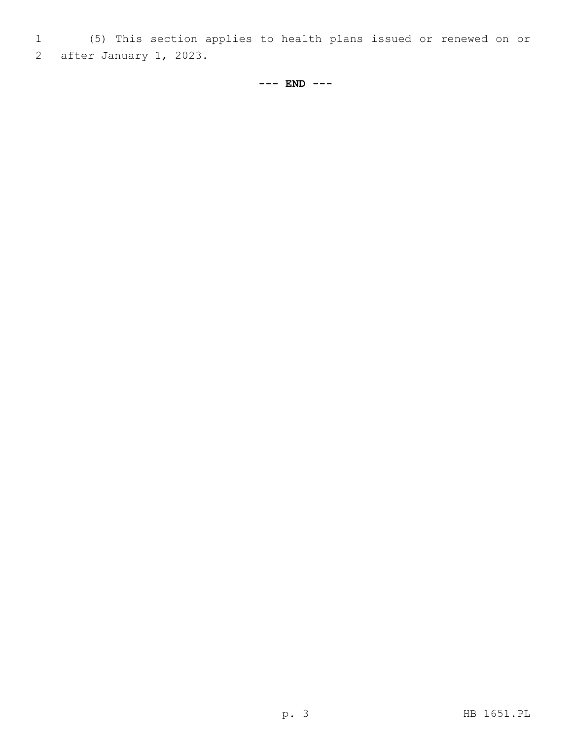(5) This section applies to health plans issued or renewed on or after January 1, 2023.

**--- END ---**